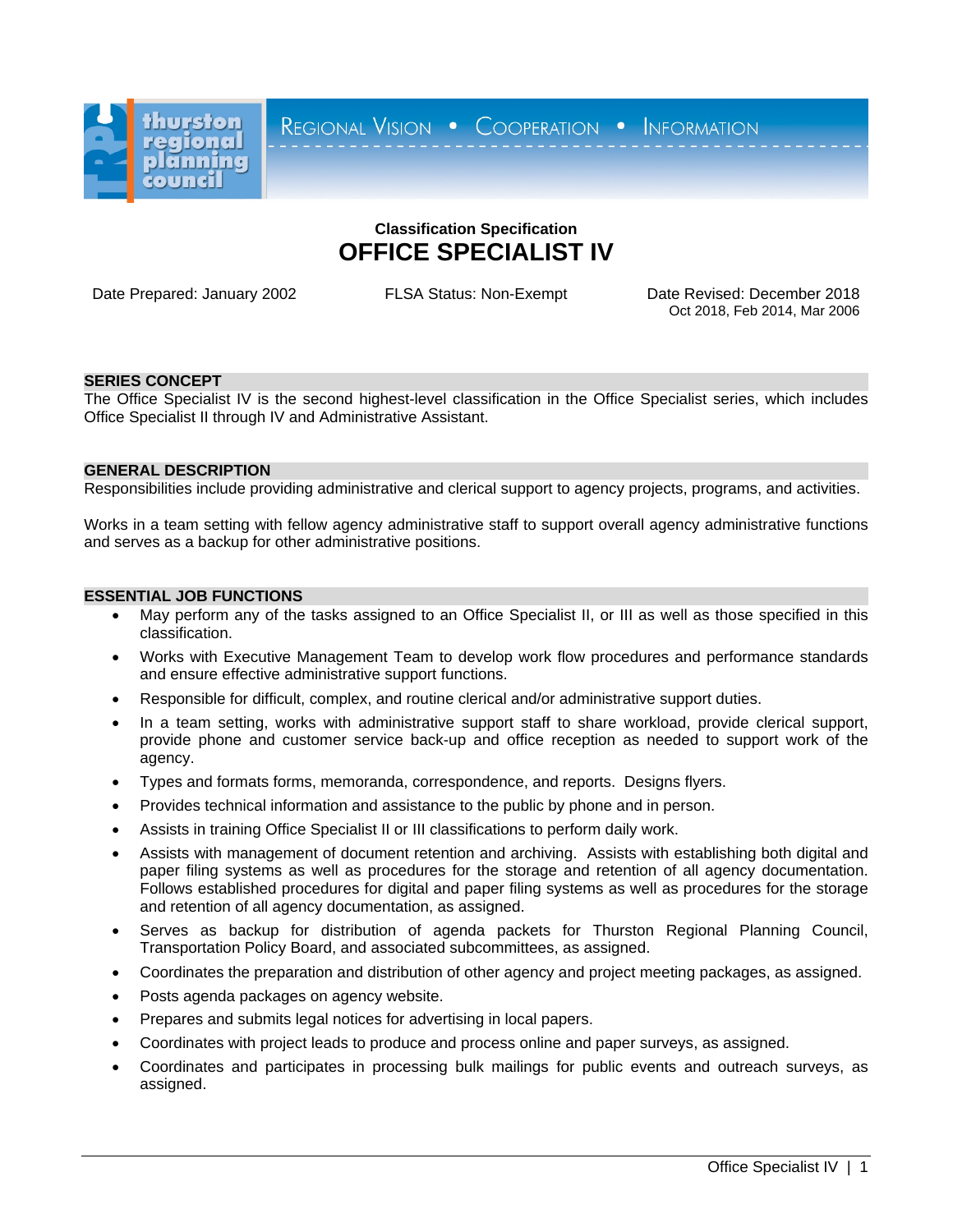thurston regional planning council

REGIONAL VISION • COOPERATION • INFORMATION

**Classification Specification**

# OFFICE SPECIALIST IV

Date Prepared: January 2002 | FLSA Status: Non-Exempt | Date Revised: December 2018
Oct 2018, Feb 2014, Mar 2006

## SERIES CONCEPT

The Office Specialist IV is the second highest-level classification in the Office Specialist series, which includes Office Specialist II through IV and Administrative Assistant.

## GENERAL DESCRIPTION

Responsibilities include providing administrative and clerical support to agency projects, programs, and activities.

Works in a team setting with fellow agency administrative staff to support overall agency administrative functions and serves as a backup for other administrative positions.

## ESSENTIAL JOB FUNCTIONS

- May perform any of the tasks assigned to an Office Specialist II, or III as well as those specified in this classification.
- Works with Executive Management Team to develop work flow procedures and performance standards and ensure effective administrative support functions.
- Responsible for difficult, complex, and routine clerical and/or administrative support duties.
- In a team setting, works with administrative support staff to share workload, provide clerical support, provide phone and customer service back-up and office reception as needed to support work of the agency.
- Types and formats forms, memoranda, correspondence, and reports. Designs flyers.
- Provides technical information and assistance to the public by phone and in person.
- Assists in training Office Specialist II or III classifications to perform daily work.
- Assists with management of document retention and archiving. Assists with establishing both digital and paper filing systems as well as procedures for the storage and retention of all agency documentation. Follows established procedures for digital and paper filing systems as well as procedures for the storage and retention of all agency documentation, as assigned.
- Serves as backup for distribution of agenda packets for Thurston Regional Planning Council, Transportation Policy Board, and associated subcommittees, as assigned.
- Coordinates the preparation and distribution of other agency and project meeting packages, as assigned.
- Posts agenda packages on agency website.
- Prepares and submits legal notices for advertising in local papers.
- Coordinates with project leads to produce and process online and paper surveys, as assigned.
- Coordinates and participates in processing bulk mailings for public events and outreach surveys, as assigned.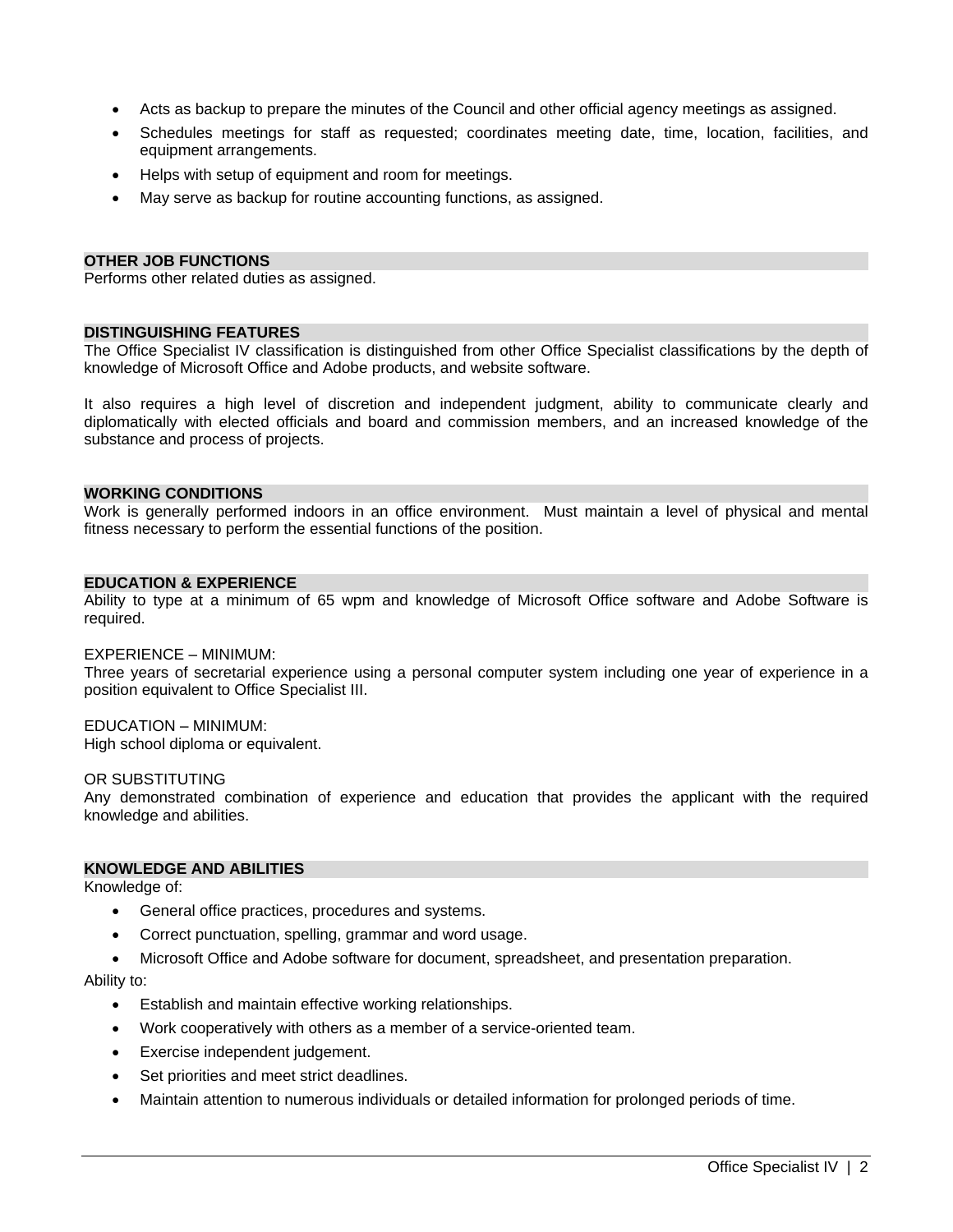- Acts as backup to prepare the minutes of the Council and other official agency meetings as assigned.
- Schedules meetings for staff as requested; coordinates meeting date, time, location, facilities, and equipment arrangements.
- Helps with setup of equipment and room for meetings.
- May serve as backup for routine accounting functions, as assigned.

## OTHER JOB FUNCTIONS

Performs other related duties as assigned.

## DISTINGUISHING FEATURES

The Office Specialist IV classification is distinguished from other Office Specialist classifications by the depth of knowledge of Microsoft Office and Adobe products, and website software.

It also requires a high level of discretion and independent judgment, ability to communicate clearly and diplomatically with elected officials and board and commission members, and an increased knowledge of the substance and process of projects.

## WORKING CONDITIONS

Work is generally performed indoors in an office environment. Must maintain a level of physical and mental fitness necessary to perform the essential functions of the position.

## EDUCATION & EXPERIENCE

Ability to type at a minimum of 65 wpm and knowledge of Microsoft Office software and Adobe Software is required.

EXPERIENCE – MINIMUM:
Three years of secretarial experience using a personal computer system including one year of experience in a position equivalent to Office Specialist III.

EDUCATION – MINIMUM:
High school diploma or equivalent.

OR SUBSTITUTING
Any demonstrated combination of experience and education that provides the applicant with the required knowledge and abilities.

## KNOWLEDGE AND ABILITIES

Knowledge of:

- General office practices, procedures and systems.
- Correct punctuation, spelling, grammar and word usage.
- Microsoft Office and Adobe software for document, spreadsheet, and presentation preparation.

Ability to:

- Establish and maintain effective working relationships.
- Work cooperatively with others as a member of a service-oriented team.
- Exercise independent judgement.
- Set priorities and meet strict deadlines.
- Maintain attention to numerous individuals or detailed information for prolonged periods of time.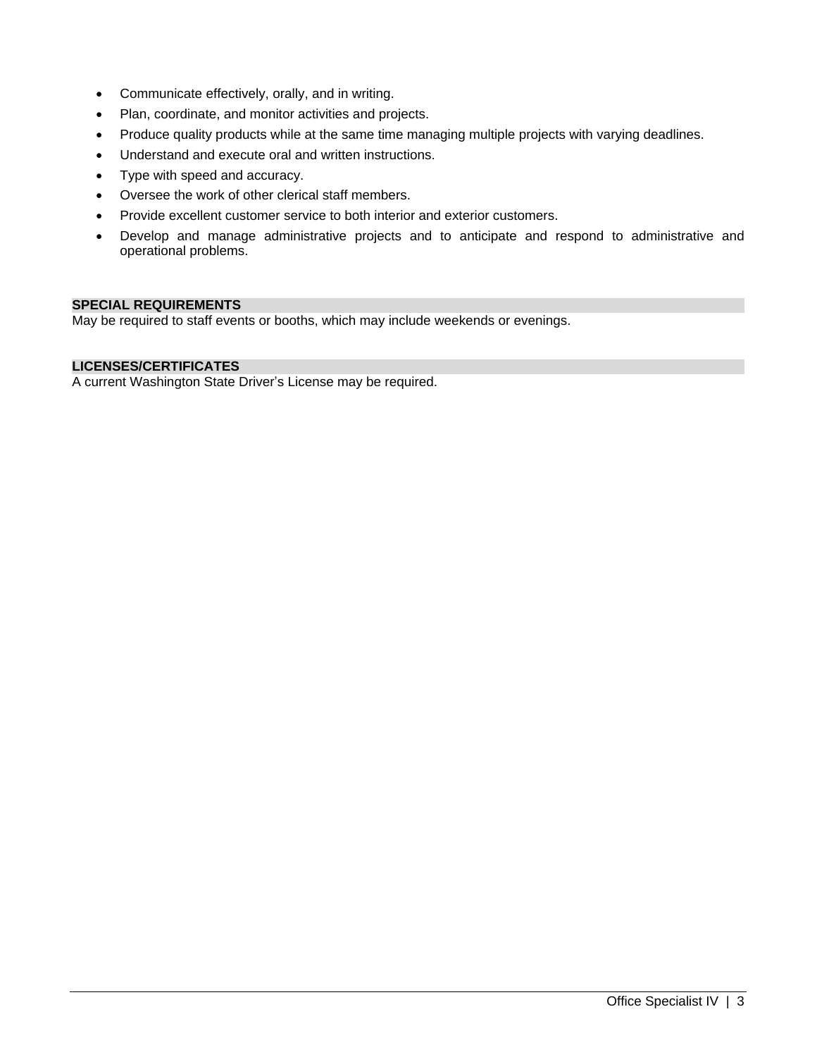- Communicate effectively, orally, and in writing.
- Plan, coordinate, and monitor activities and projects.
- Produce quality products while at the same time managing multiple projects with varying deadlines.
- Understand and execute oral and written instructions.
- Type with speed and accuracy.
- Oversee the work of other clerical staff members.
- Provide excellent customer service to both interior and exterior customers.
- Develop and manage administrative projects and to anticipate and respond to administrative and operational problems.

## SPECIAL REQUIREMENTS

May be required to staff events or booths, which may include weekends or evenings.

## LICENSES/CERTIFICATES

A current Washington State Driver's License may be required.